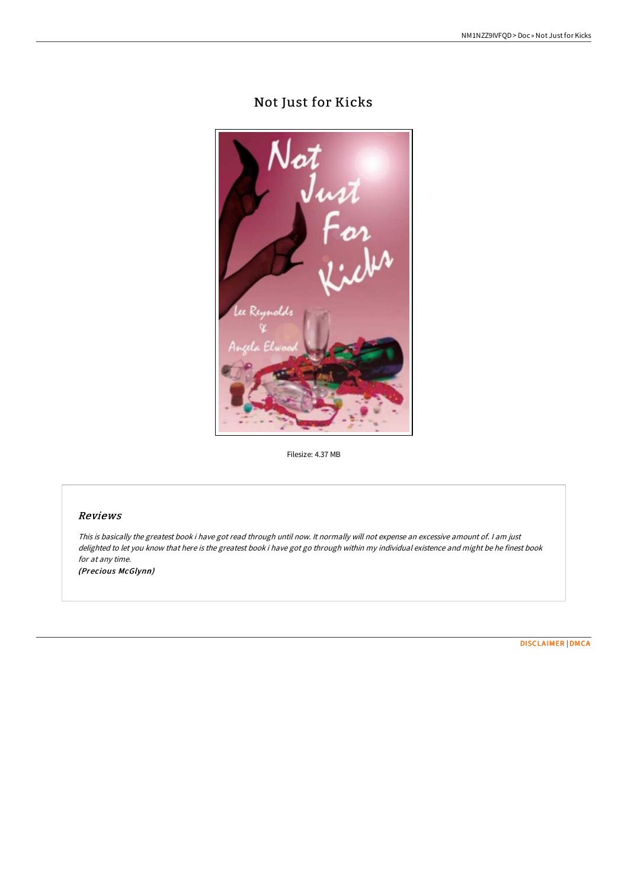# Not Just for Kicks

Filesize: 4.37 MB

## *Reviews*

*This is basically the greatest book i have got read through until now. It normally will not expense an excessive amount of. I am just delighted to let you know that here is the greatest book i have got go through within my individual existence and might be he finest book for at any time.*

***(Precious McGlynn)***

DISCLAIMER | DMCA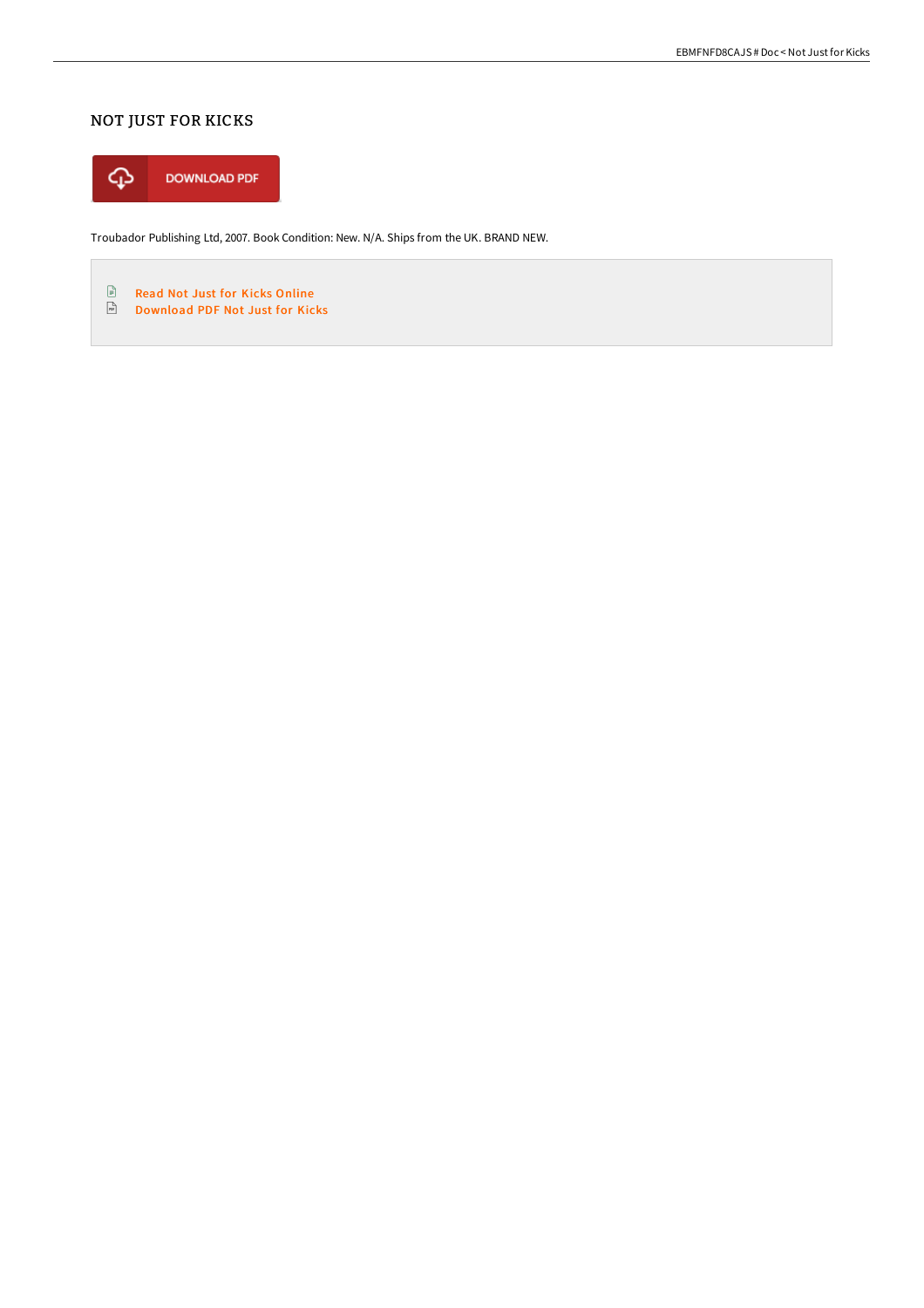## NOT JUST FOR KICKS

DOWNLOAD PDF

Troubador Publishing Ltd, 2007. Book Condition: New. N/A. Ships from the UK. BRAND NEW.

- Read Not Just for Kicks Online
- Download PDF Not Just for Kicks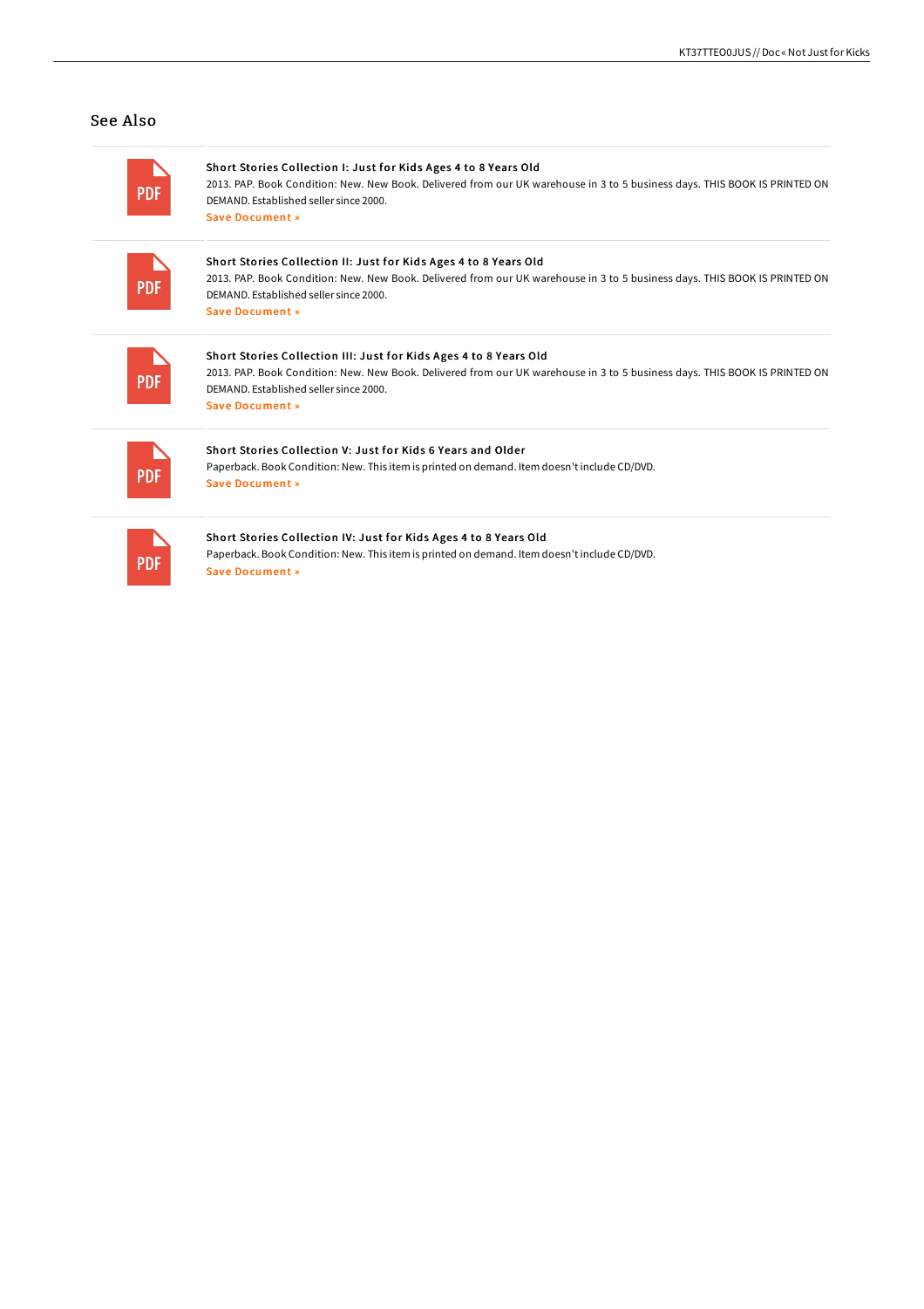## See Also

**Short Stories Collection I: Just for Kids Ages 4 to 8 Years Old**

2013. PAP. Book Condition: New. New Book. Delivered from our UK warehouse in 3 to 5 business days. THIS BOOK IS PRINTED ON DEMAND. Established seller since 2000.

Save Document »

**Short Stories Collection II: Just for Kids Ages 4 to 8 Years Old**

2013. PAP. Book Condition: New. New Book. Delivered from our UK warehouse in 3 to 5 business days. THIS BOOK IS PRINTED ON DEMAND. Established seller since 2000.

Save Document »

**Short Stories Collection III: Just for Kids Ages 4 to 8 Years Old**

2013. PAP. Book Condition: New. New Book. Delivered from our UK warehouse in 3 to 5 business days. THIS BOOK IS PRINTED ON DEMAND. Established seller since 2000.

Save Document »

**Short Stories Collection V: Just for Kids 6 Years and Older**

Paperback. Book Condition: New. This item is printed on demand. Item doesn't include CD/DVD.

Save Document »

**Short Stories Collection IV: Just for Kids Ages 4 to 8 Years Old**

Paperback. Book Condition: New. This item is printed on demand. Item doesn't include CD/DVD.

Save Document »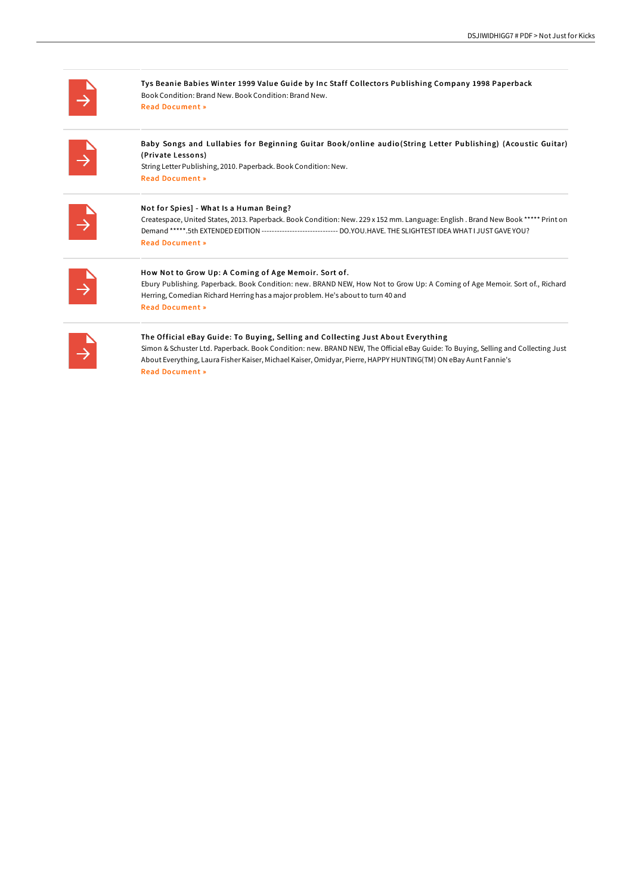### Tys Beanie Babies Winter 1999 Value Guide by Inc Staff Collectors Publishing Company 1998 Paperback

Book Condition: Brand New. Book Condition: Brand New.

Read Document »

### Baby Songs and Lullabies for Beginning Guitar Book/online audio(String Letter Publishing) (Acoustic Guitar) (Private Lessons)

String Letter Publishing, 2010. Paperback. Book Condition: New.

Read Document »

### Not for Spies] - What Is a Human Being?

Createspace, United States, 2013. Paperback. Book Condition: New. 229 x 152 mm. Language: English . Brand New Book ***** Print on Demand *****.5th EXTENDED EDITION ------------------------------ DO.YOU.HAVE. THE SLIGHTEST IDEA WHAT I JUST GAVE YOU?

Read Document »

### How Not to Grow Up: A Coming of Age Memoir. Sort of.

Ebury Publishing. Paperback. Book Condition: new. BRAND NEW, How Not to Grow Up: A Coming of Age Memoir. Sort of., Richard Herring, Comedian Richard Herring has a major problem. He's about to turn 40 and

Read Document »

### The Official eBay Guide: To Buying, Selling and Collecting Just About Everything

Simon & Schuster Ltd. Paperback. Book Condition: new. BRAND NEW, The Official eBay Guide: To Buying, Selling and Collecting Just About Everything, Laura Fisher Kaiser, Michael Kaiser, Omidyar, Pierre, HAPPY HUNTING(TM) ON eBay Aunt Fannie's

Read Document »